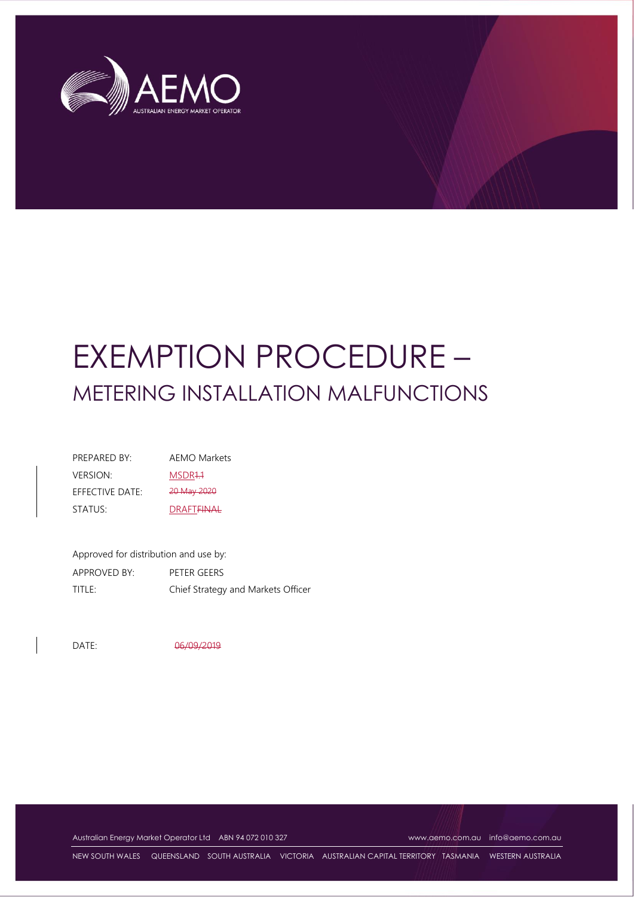# EXEMPTION PROCEDURE –
## METERING INSTALLATION MALFUNCTIONS

| | |
|---|---|
| PREPARED BY: | AEMO Markets |
| VERSION: | MSDR~~1.1~~ |
| EFFECTIVE DATE: | ~~20 May 2020~~ |
| STATUS: | DRAFT~~FINAL~~ |

Approved for distribution and use by:

| | |
|---|---|
| APPROVED BY: | PETER GEERS |
| TITLE: | Chief Strategy and Markets Officer |

DATE: ~~06/09/2019~~

Australian Energy Market Operator Ltd ABN 94 072 010 327 www.aemo.com.au info@aemo.com.au

NEW SOUTH WALES QUEENSLAND SOUTH AUSTRALIA VICTORIA AUSTRALIAN CAPITAL TERRITORY TASMANIA WESTERN AUSTRALIA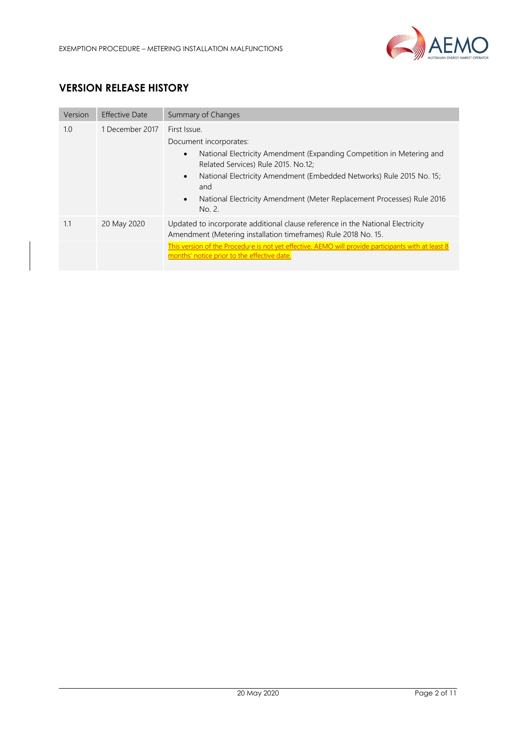## VERSION RELEASE HISTORY

| Version | Effective Date | Summary of Changes |
| --- | --- | --- |
| 1.0 | 1 December 2017 | First Issue.<br>Document incorporates:<br>• National Electricity Amendment (Expanding Competition in Metering and Related Services) Rule 2015. No.12;<br>• National Electricity Amendment (Embedded Networks) Rule 2015 No. 15; and<br>• National Electricity Amendment (Meter Replacement Processes) Rule 2016 No. 2. |
| 1.1 | 20 May 2020 | Updated to incorporate additional clause reference in the National Electricity Amendment (Metering installation timeframes) Rule 2018 No. 15. |
| | | This version of the Procedure is not yet effective. AEMO will provide participants with at least 8 months' notice prior to the effective date. |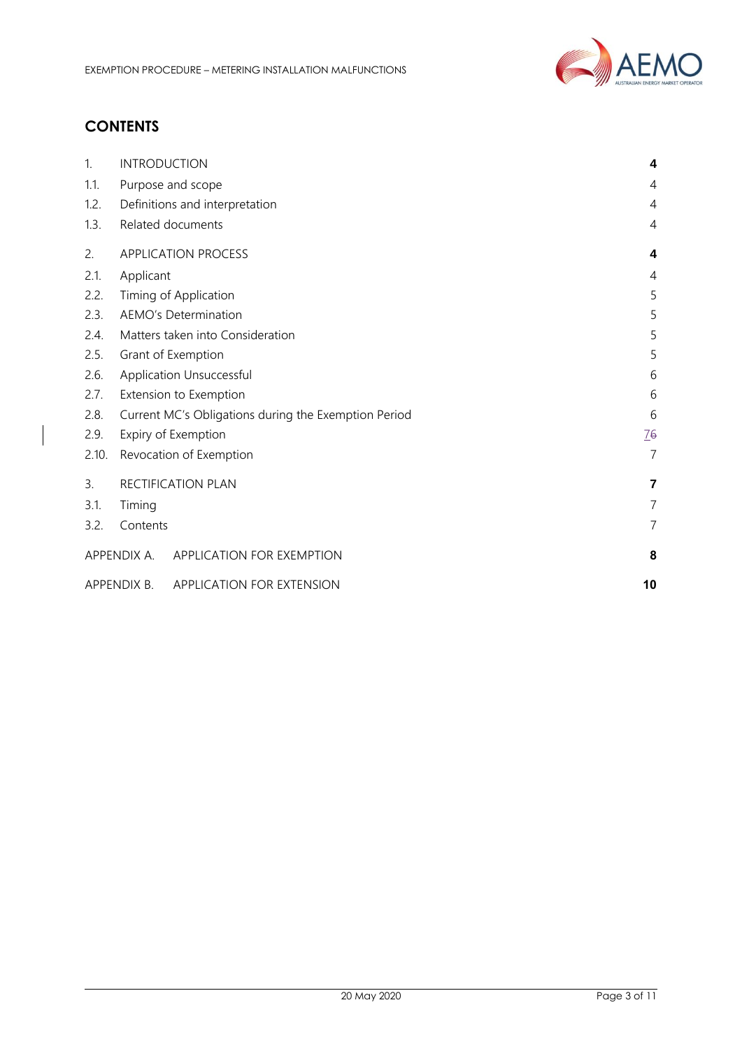## CONTENTS

| | | |
|---|---|---|
| 1. | INTRODUCTION | **4** |
| 1.1. | Purpose and scope | 4 |
| 1.2. | Definitions and interpretation | 4 |
| 1.3. | Related documents | 4 |
| 2. | APPLICATION PROCESS | **4** |
| 2.1. | Applicant | 4 |
| 2.2. | Timing of Application | 5 |
| 2.3. | AEMO's Determination | 5 |
| 2.4. | Matters taken into Consideration | 5 |
| 2.5. | Grant of Exemption | 5 |
| 2.6. | Application Unsuccessful | 6 |
| 2.7. | Extension to Exemption | 6 |
| 2.8. | Current MC's Obligations during the Exemption Period | 6 |
| 2.9. | Expiry of Exemption | 76 |
| 2.10. | Revocation of Exemption | 7 |
| 3. | RECTIFICATION PLAN | **7** |
| 3.1. | Timing | 7 |
| 3.2. | Contents | 7 |
| APPENDIX A. | APPLICATION FOR EXEMPTION | **8** |
| APPENDIX B. | APPLICATION FOR EXTENSION | **10** |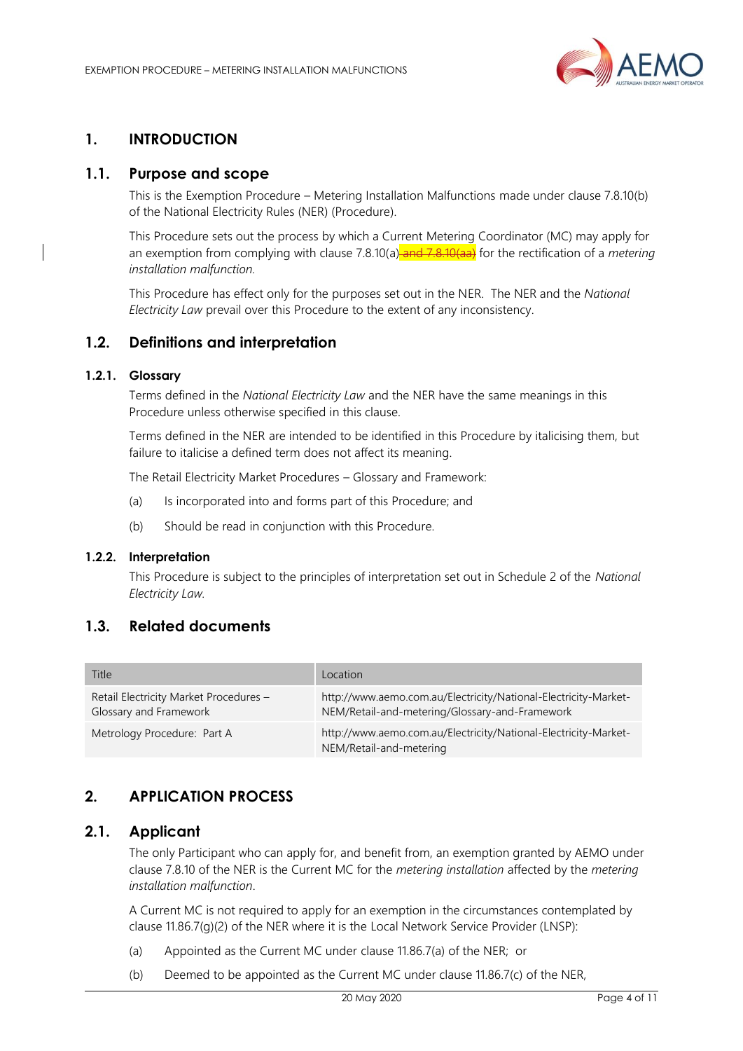# 1. INTRODUCTION

## 1.1. Purpose and scope

This is the Exemption Procedure – Metering Installation Malfunctions made under clause 7.8.10(b) of the National Electricity Rules (NER) (Procedure).

This Procedure sets out the process by which a Current Metering Coordinator (MC) may apply for an exemption from complying with clause 7.8.10(a)~~ and 7.8.10(aa)~~ for the rectification of a *metering installation malfunction*.

This Procedure has effect only for the purposes set out in the NER. The NER and the *National Electricity Law* prevail over this Procedure to the extent of any inconsistency.

## 1.2. Definitions and interpretation

### 1.2.1. Glossary

Terms defined in the *National Electricity Law* and the NER have the same meanings in this Procedure unless otherwise specified in this clause.

Terms defined in the NER are intended to be identified in this Procedure by italicising them, but failure to italicise a defined term does not affect its meaning.

The Retail Electricity Market Procedures – Glossary and Framework:

(a) Is incorporated into and forms part of this Procedure; and

(b) Should be read in conjunction with this Procedure.

### 1.2.2. Interpretation

This Procedure is subject to the principles of interpretation set out in Schedule 2 of the *National Electricity Law*.

## 1.3. Related documents

| Title | Location |
|---|---|
| Retail Electricity Market Procedures – Glossary and Framework | http://www.aemo.com.au/Electricity/National-Electricity-Market-NEM/Retail-and-metering/Glossary-and-Framework |
| Metrology Procedure: Part A | http://www.aemo.com.au/Electricity/National-Electricity-Market-NEM/Retail-and-metering |

# 2. APPLICATION PROCESS

## 2.1. Applicant

The only Participant who can apply for, and benefit from, an exemption granted by AEMO under clause 7.8.10 of the NER is the Current MC for the *metering installation* affected by the *metering installation malfunction*.

A Current MC is not required to apply for an exemption in the circumstances contemplated by clause 11.86.7(g)(2) of the NER where it is the Local Network Service Provider (LNSP):

(a) Appointed as the Current MC under clause 11.86.7(a) of the NER; or

(b) Deemed to be appointed as the Current MC under clause 11.86.7(c) of the NER,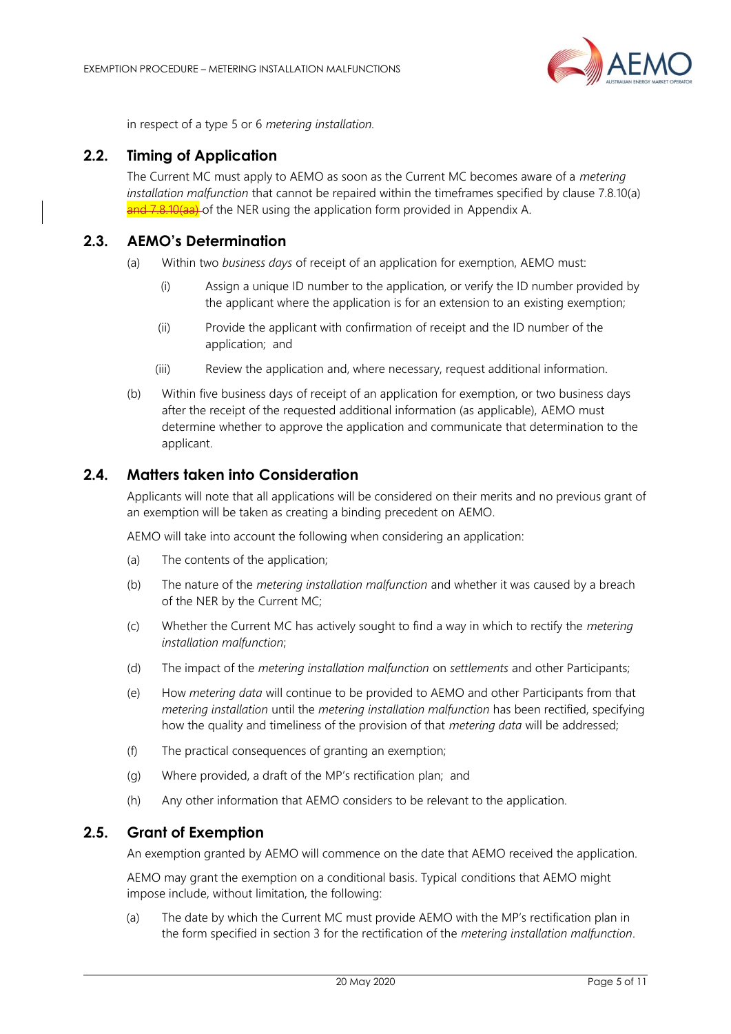in respect of a type 5 or 6 *metering installation.*

## 2.2. Timing of Application

The Current MC must apply to AEMO as soon as the Current MC becomes aware of a *metering installation malfunction* that cannot be repaired within the timeframes specified by clause 7.8.10(a) ~~and 7.8.10(aa)~~ of the NER using the application form provided in Appendix A.

## 2.3. AEMO's Determination

(a) Within two *business days* of receipt of an application for exemption, AEMO must:

   (i) Assign a unique ID number to the application, or verify the ID number provided by the applicant where the application is for an extension to an existing exemption;

   (ii) Provide the applicant with confirmation of receipt and the ID number of the application; and

   (iii) Review the application and, where necessary, request additional information.

(b) Within five business days of receipt of an application for exemption, or two business days after the receipt of the requested additional information (as applicable), AEMO must determine whether to approve the application and communicate that determination to the applicant.

## 2.4. Matters taken into Consideration

Applicants will note that all applications will be considered on their merits and no previous grant of an exemption will be taken as creating a binding precedent on AEMO.

AEMO will take into account the following when considering an application:

(a) The contents of the application;

(b) The nature of the *metering installation malfunction* and whether it was caused by a breach of the NER by the Current MC;

(c) Whether the Current MC has actively sought to find a way in which to rectify the *metering installation malfunction*;

(d) The impact of the *metering installation malfunction* on *settlements* and other Participants;

(e) How *metering data* will continue to be provided to AEMO and other Participants from that *metering installation* until the *metering installation malfunction* has been rectified, specifying how the quality and timeliness of the provision of that *metering data* will be addressed;

(f) The practical consequences of granting an exemption;

(g) Where provided, a draft of the MP's rectification plan; and

(h) Any other information that AEMO considers to be relevant to the application.

## 2.5. Grant of Exemption

An exemption granted by AEMO will commence on the date that AEMO received the application.

AEMO may grant the exemption on a conditional basis. Typical conditions that AEMO might impose include, without limitation, the following:

(a) The date by which the Current MC must provide AEMO with the MP's rectification plan in the form specified in section 3 for the rectification of the *metering installation malfunction*.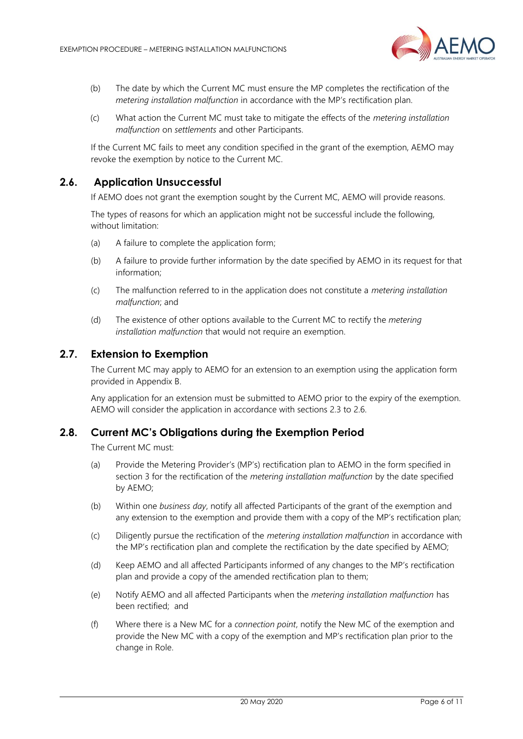(b) The date by which the Current MC must ensure the MP completes the rectification of the *metering installation malfunction* in accordance with the MP's rectification plan.

(c) What action the Current MC must take to mitigate the effects of the *metering installation malfunction* on *settlements* and other Participants.

If the Current MC fails to meet any condition specified in the grant of the exemption, AEMO may revoke the exemption by notice to the Current MC.

## 2.6. Application Unsuccessful

If AEMO does not grant the exemption sought by the Current MC, AEMO will provide reasons.

The types of reasons for which an application might not be successful include the following, without limitation:

(a) A failure to complete the application form;

(b) A failure to provide further information by the date specified by AEMO in its request for that information;

(c) The malfunction referred to in the application does not constitute a *metering installation malfunction*; and

(d) The existence of other options available to the Current MC to rectify the *metering installation malfunction* that would not require an exemption.

## 2.7. Extension to Exemption

The Current MC may apply to AEMO for an extension to an exemption using the application form provided in Appendix B.

Any application for an extension must be submitted to AEMO prior to the expiry of the exemption. AEMO will consider the application in accordance with sections 2.3 to 2.6.

## 2.8. Current MC's Obligations during the Exemption Period

The Current MC must:

(a) Provide the Metering Provider's (MP's) rectification plan to AEMO in the form specified in section 3 for the rectification of the *metering installation malfunction* by the date specified by AEMO;

(b) Within one *business day*, notify all affected Participants of the grant of the exemption and any extension to the exemption and provide them with a copy of the MP's rectification plan;

(c) Diligently pursue the rectification of the *metering installation malfunction* in accordance with the MP's rectification plan and complete the rectification by the date specified by AEMO;

(d) Keep AEMO and all affected Participants informed of any changes to the MP's rectification plan and provide a copy of the amended rectification plan to them;

(e) Notify AEMO and all affected Participants when the *metering installation malfunction* has been rectified; and

(f) Where there is a New MC for a *connection point*, notify the New MC of the exemption and provide the New MC with a copy of the exemption and MP's rectification plan prior to the change in Role.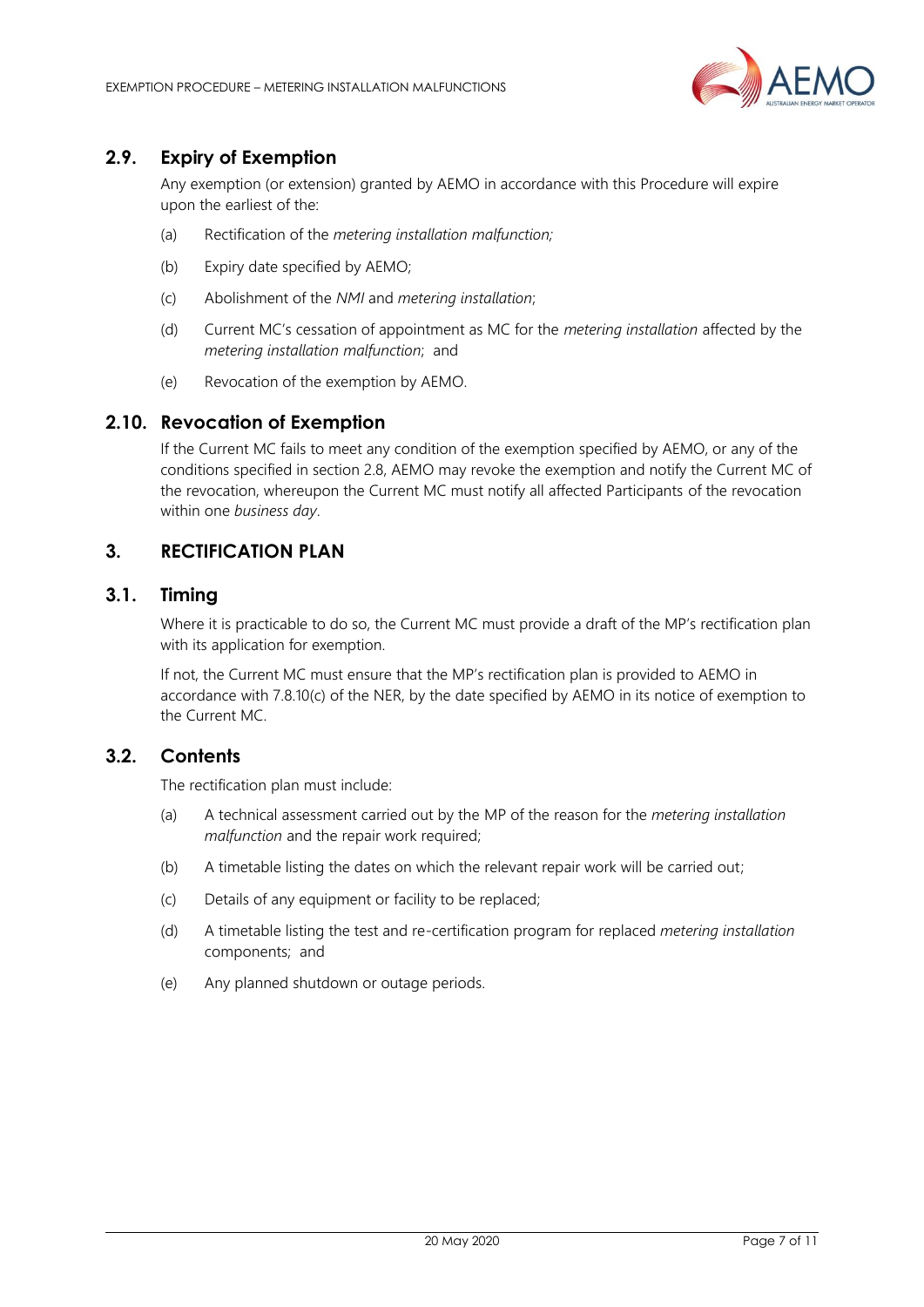## 2.9. Expiry of Exemption

Any exemption (or extension) granted by AEMO in accordance with this Procedure will expire upon the earliest of the:

(a) Rectification of the *metering installation malfunction;*

(b) Expiry date specified by AEMO;

(c) Abolishment of the *NMI* and *metering installation*;

(d) Current MC's cessation of appointment as MC for the *metering installation* affected by the *metering installation malfunction*; and

(e) Revocation of the exemption by AEMO.

## 2.10. Revocation of Exemption

If the Current MC fails to meet any condition of the exemption specified by AEMO, or any of the conditions specified in section 2.8, AEMO may revoke the exemption and notify the Current MC of the revocation, whereupon the Current MC must notify all affected Participants of the revocation within one *business day*.

# 3. RECTIFICATION PLAN

## 3.1. Timing

Where it is practicable to do so, the Current MC must provide a draft of the MP's rectification plan with its application for exemption.

If not, the Current MC must ensure that the MP's rectification plan is provided to AEMO in accordance with 7.8.10(c) of the NER, by the date specified by AEMO in its notice of exemption to the Current MC.

## 3.2. Contents

The rectification plan must include:

(a) A technical assessment carried out by the MP of the reason for the *metering installation malfunction* and the repair work required;

(b) A timetable listing the dates on which the relevant repair work will be carried out;

(c) Details of any equipment or facility to be replaced;

(d) A timetable listing the test and re-certification program for replaced *metering installation* components; and

(e) Any planned shutdown or outage periods.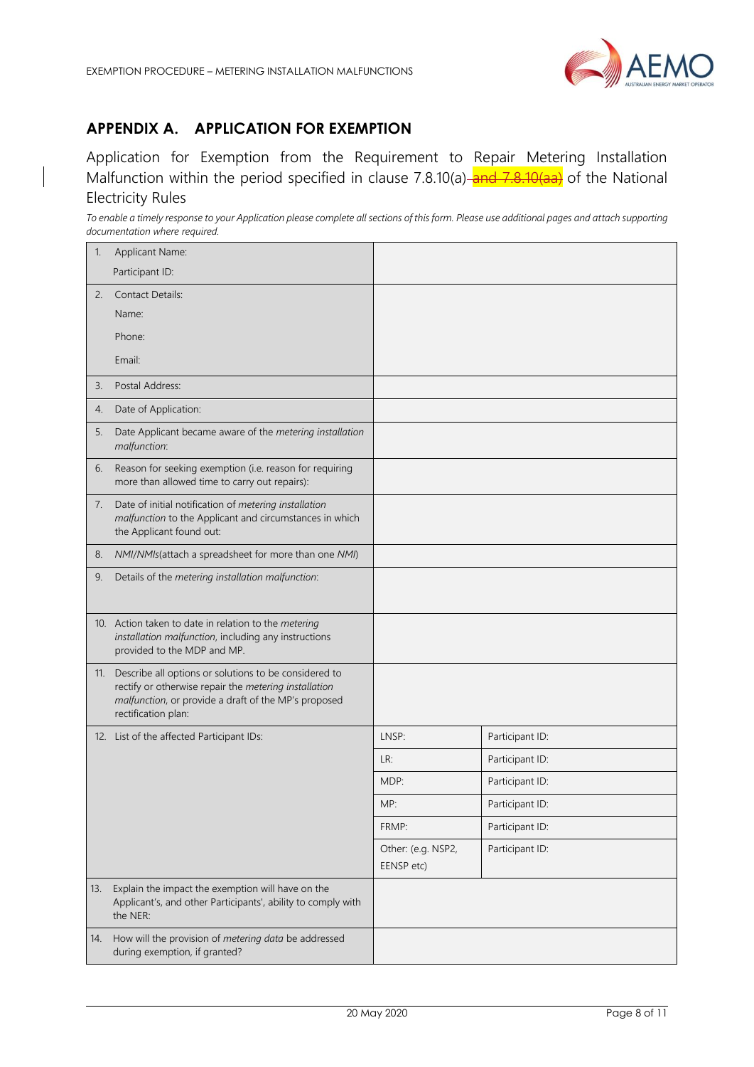## APPENDIX A. APPLICATION FOR EXEMPTION

Application for Exemption from the Requirement to Repair Metering Installation Malfunction within the period specified in clause 7.8.10(a) ~~and 7.8.10(aa)~~ of the National Electricity Rules

*To enable a timely response to your Application please complete all sections of this form. Please use additional pages and attach supporting documentation where required.*

| | | |
|---|---|---|
| 1. Applicant Name:<br>Participant ID: | | |
| 2. Contact Details:<br>Name:<br>Phone:<br>Email: | | |
| 3. Postal Address: | | |
| 4. Date of Application: | | |
| 5. Date Applicant became aware of the *metering installation malfunction*: | | |
| 6. Reason for seeking exemption (i.e. reason for requiring more than allowed time to carry out repairs): | | |
| 7. Date of initial notification of *metering installation malfunction* to the Applicant and circumstances in which the Applicant found out: | | |
| 8. *NMI/NMIs*(attach a spreadsheet for more than one *NMI*) | | |
| 9. Details of the *metering installation malfunction*: | | |
| 10. Action taken to date in relation to the *metering installation malfunction*, including any instructions provided to the MDP and MP. | | |
| 11. Describe all options or solutions to be considered to rectify or otherwise repair the *metering installation malfunction*, or provide a draft of the MP's proposed rectification plan: | | |
| 12. List of the affected Participant IDs: | LNSP: | Participant ID: |
| | LR: | Participant ID: |
| | MDP: | Participant ID: |
| | MP: | Participant ID: |
| | FRMP: | Participant ID: |
| | Other: (e.g. NSP2, EENSP etc) | Participant ID: |
| 13. Explain the impact the exemption will have on the Applicant's, and other Participants', ability to comply with the NER: | | |
| 14. How will the provision of *metering data* be addressed during exemption, if granted? | | |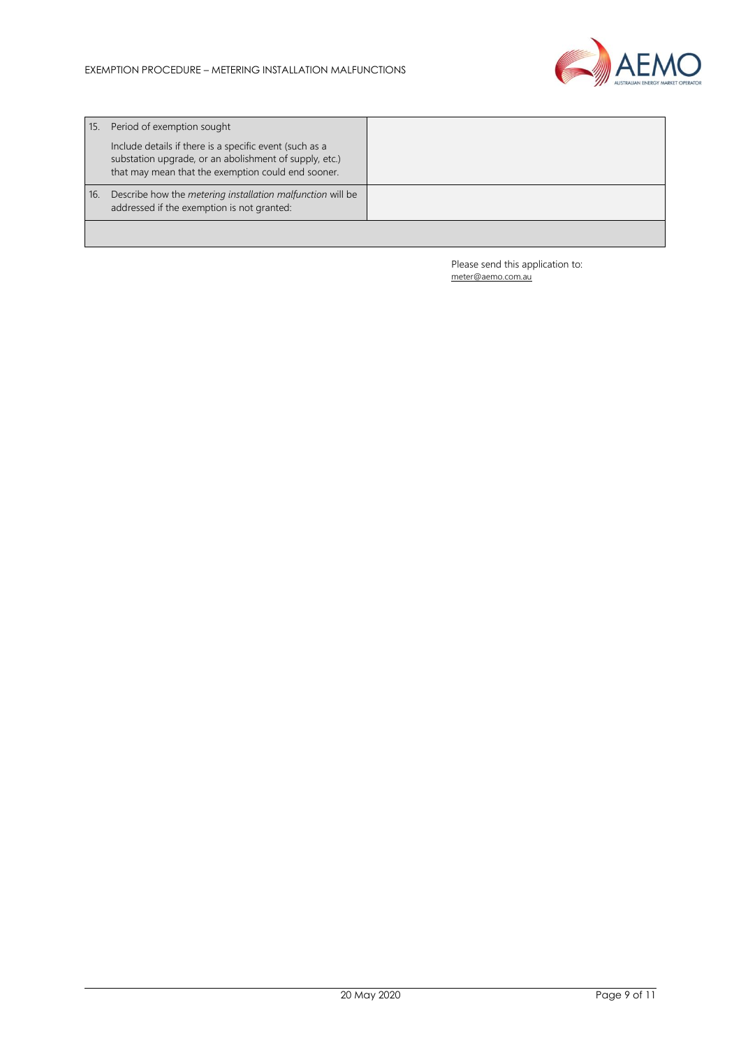| | | |
|---|---|---|
| 15. | Period of exemption sought<br><br>Include details if there is a specific event (such as a substation upgrade, or an abolishment of supply, etc.) that may mean that the exemption could end sooner. | |
| 16. | Describe how the *metering installation malfunction* will be addressed if the exemption is not granted: | |
| | | |

Please send this application to:
meter@aemo.com.au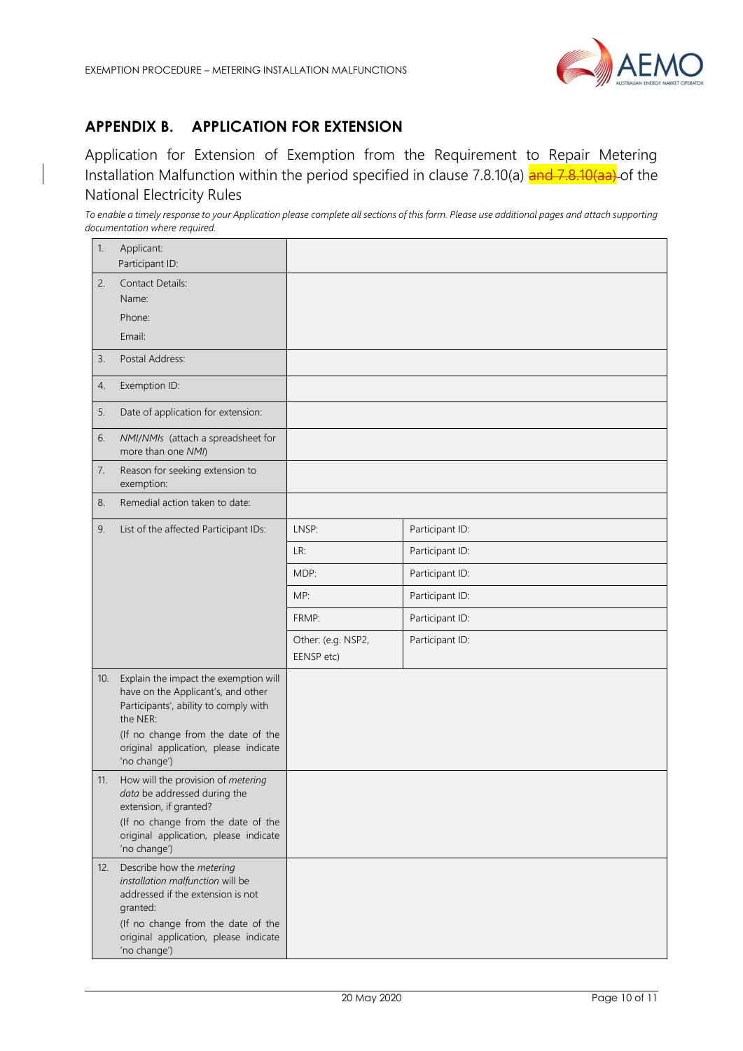## APPENDIX B. APPLICATION FOR EXTENSION

Application for Extension of Exemption from the Requirement to Repair Metering Installation Malfunction within the period specified in clause 7.8.10(a) ~~and 7.8.10(aa)~~ of the National Electricity Rules

*To enable a timely response to your Application please complete all sections of this form. Please use additional pages and attach supporting documentation where required.*

| | | | |
|---|---|---|---|
| 1. | Applicant:<br>Participant ID: | | |
| 2. | Contact Details:<br>Name:<br>Phone:<br>Email: | | |
| 3. | Postal Address: | | |
| 4. | Exemption ID: | | |
| 5. | Date of application for extension: | | |
| 6. | *NMI/NMIs* (attach a spreadsheet for more than one *NMI*) | | |
| 7. | Reason for seeking extension to exemption: | | |
| 8. | Remedial action taken to date: | | |
| 9. | List of the affected Participant IDs: | LNSP: | Participant ID: |
| | | LR: | Participant ID: |
| | | MDP: | Participant ID: |
| | | MP: | Participant ID: |
| | | FRMP: | Participant ID: |
| | | Other: (e.g. NSP2, EENSP etc) | Participant ID: |
| 10. | Explain the impact the exemption will have on the Applicant's, and other Participants', ability to comply with the NER:<br>(If no change from the date of the original application, please indicate 'no change') | | |
| 11. | How will the provision of *metering data* be addressed during the extension, if granted?<br>(If no change from the date of the original application, please indicate 'no change') | | |
| 12. | Describe how the *metering installation malfunction* will be addressed if the extension is not granted:<br>(If no change from the date of the original application, please indicate 'no change') | | |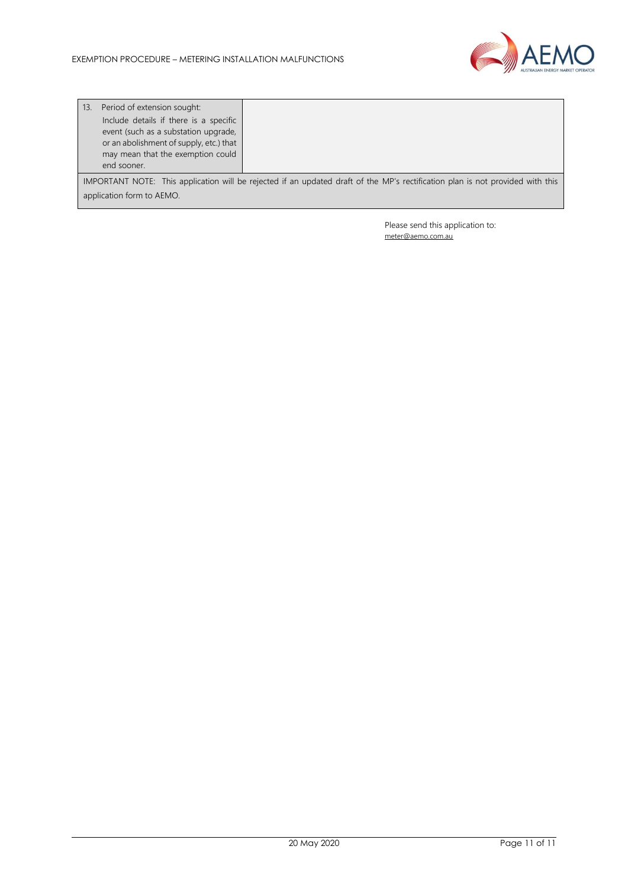| | |
|---|---|
| 13. Period of extension sought: Include details if there is a specific event (such as a substation upgrade, or an abolishment of supply, etc.) that may mean that the exemption could end sooner. | |
| IMPORTANT NOTE: This application will be rejected if an updated draft of the MP's rectification plan is not provided with this application form to AEMO. | |

Please send this application to:
meter@aemo.com.au